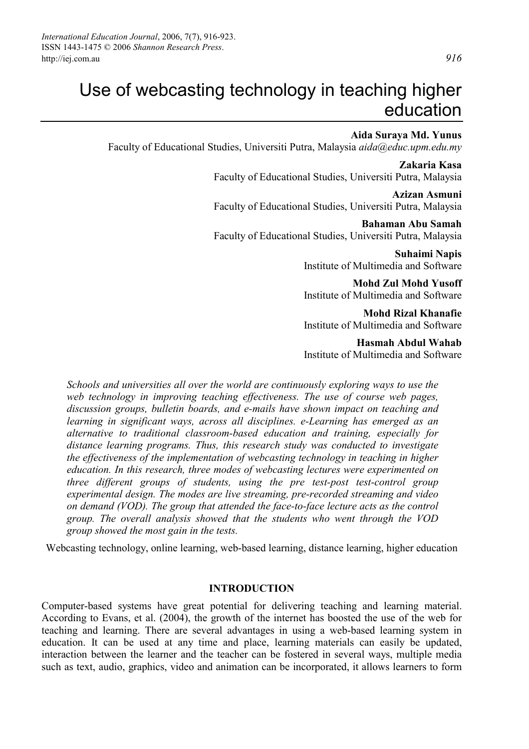# Use of webcasting technology in teaching higher education

**Aida Suraya Md. Yunus**
Faculty of Educational Studies, Universiti Putra, Malaysia *aida@educ.upm.edu.my*

**Zakaria Kasa**
Faculty of Educational Studies, Universiti Putra, Malaysia

**Azizan Asmuni**
Faculty of Educational Studies, Universiti Putra, Malaysia

**Bahaman Abu Samah**
Faculty of Educational Studies, Universiti Putra, Malaysia

**Suhaimi Napis**
Institute of Multimedia and Software

**Mohd Zul Mohd Yusoff**
Institute of Multimedia and Software

**Mohd Rizal Khanafie**
Institute of Multimedia and Software

**Hasmah Abdul Wahab**
Institute of Multimedia and Software

*Schools and universities all over the world are continuously exploring ways to use the web technology in improving teaching effectiveness. The use of course web pages, discussion groups, bulletin boards, and e-mails have shown impact on teaching and learning in significant ways, across all disciplines. e-Learning has emerged as an alternative to traditional classroom-based education and training, especially for distance learning programs. Thus, this research study was conducted to investigate the effectiveness of the implementation of webcasting technology in teaching in higher education. In this research, three modes of webcasting lectures were experimented on three different groups of students, using the pre test-post test-control group experimental design. The modes are live streaming, pre-recorded streaming and video on demand (VOD). The group that attended the face-to-face lecture acts as the control group. The overall analysis showed that the students who went through the VOD group showed the most gain in the tests.*

Webcasting technology, online learning, web-based learning, distance learning, higher education

## INTRODUCTION

Computer-based systems have great potential for delivering teaching and learning material. According to Evans, et al. (2004), the growth of the internet has boosted the use of the web for teaching and learning. There are several advantages in using a web-based learning system in education. It can be used at any time and place, learning materials can easily be updated, interaction between the learner and the teacher can be fostered in several ways, multiple media such as text, audio, graphics, video and animation can be incorporated, it allows learners to form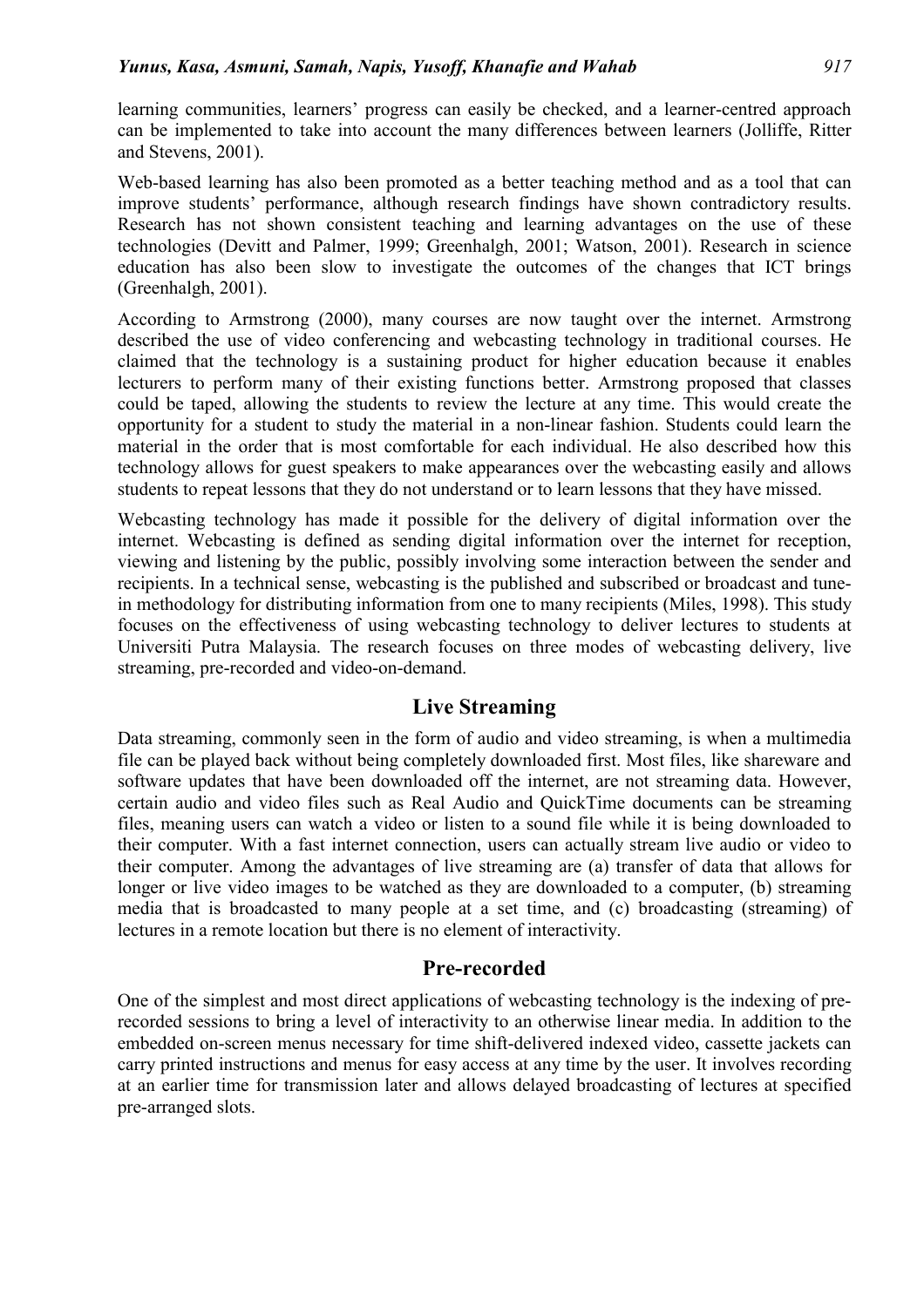learning communities, learners' progress can easily be checked, and a learner-centred approach can be implemented to take into account the many differences between learners (Jolliffe, Ritter and Stevens, 2001).

Web-based learning has also been promoted as a better teaching method and as a tool that can improve students' performance, although research findings have shown contradictory results. Research has not shown consistent teaching and learning advantages on the use of these technologies (Devitt and Palmer, 1999; Greenhalgh, 2001; Watson, 2001). Research in science education has also been slow to investigate the outcomes of the changes that ICT brings (Greenhalgh, 2001).

According to Armstrong (2000), many courses are now taught over the internet. Armstrong described the use of video conferencing and webcasting technology in traditional courses. He claimed that the technology is a sustaining product for higher education because it enables lecturers to perform many of their existing functions better. Armstrong proposed that classes could be taped, allowing the students to review the lecture at any time. This would create the opportunity for a student to study the material in a non-linear fashion. Students could learn the material in the order that is most comfortable for each individual. He also described how this technology allows for guest speakers to make appearances over the webcasting easily and allows students to repeat lessons that they do not understand or to learn lessons that they have missed.

Webcasting technology has made it possible for the delivery of digital information over the internet. Webcasting is defined as sending digital information over the internet for reception, viewing and listening by the public, possibly involving some interaction between the sender and recipients. In a technical sense, webcasting is the published and subscribed or broadcast and tune-in methodology for distributing information from one to many recipients (Miles, 1998). This study focuses on the effectiveness of using webcasting technology to deliver lectures to students at Universiti Putra Malaysia. The research focuses on three modes of webcasting delivery, live streaming, pre-recorded and video-on-demand.

## Live Streaming

Data streaming, commonly seen in the form of audio and video streaming, is when a multimedia file can be played back without being completely downloaded first. Most files, like shareware and software updates that have been downloaded off the internet, are not streaming data. However, certain audio and video files such as Real Audio and QuickTime documents can be streaming files, meaning users can watch a video or listen to a sound file while it is being downloaded to their computer. With a fast internet connection, users can actually stream live audio or video to their computer. Among the advantages of live streaming are (a) transfer of data that allows for longer or live video images to be watched as they are downloaded to a computer, (b) streaming media that is broadcasted to many people at a set time, and (c) broadcasting (streaming) of lectures in a remote location but there is no element of interactivity.

## Pre-recorded

One of the simplest and most direct applications of webcasting technology is the indexing of pre-recorded sessions to bring a level of interactivity to an otherwise linear media. In addition to the embedded on-screen menus necessary for time shift-delivered indexed video, cassette jackets can carry printed instructions and menus for easy access at any time by the user. It involves recording at an earlier time for transmission later and allows delayed broadcasting of lectures at specified pre-arranged slots.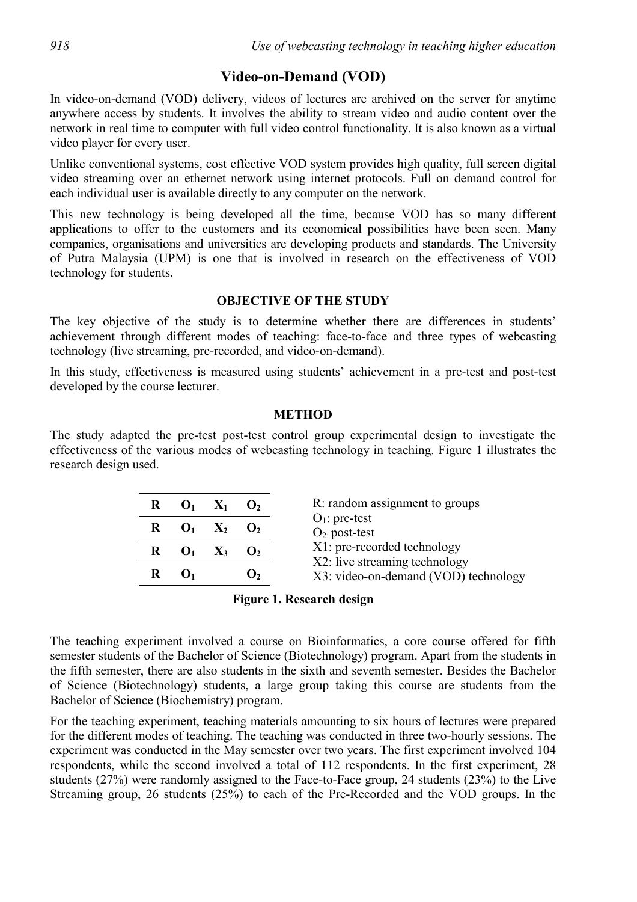## Video-on-Demand (VOD)

In video-on-demand (VOD) delivery, videos of lectures are archived on the server for anytime anywhere access by students. It involves the ability to stream video and audio content over the network in real time to computer with full video control functionality. It is also known as a virtual video player for every user.

Unlike conventional systems, cost effective VOD system provides high quality, full screen digital video streaming over an ethernet network using internet protocols. Full on demand control for each individual user is available directly to any computer on the network.

This new technology is being developed all the time, because VOD has so many different applications to offer to the customers and its economical possibilities have been seen. Many companies, organisations and universities are developing products and standards. The University of Putra Malaysia (UPM) is one that is involved in research on the effectiveness of VOD technology for students.

### OBJECTIVE OF THE STUDY

The key objective of the study is to determine whether there are differences in students' achievement through different modes of teaching: face-to-face and three types of webcasting technology (live streaming, pre-recorded, and video-on-demand).

In this study, effectiveness is measured using students' achievement in a pre-test and post-test developed by the course lecturer.

### METHOD

The study adapted the pre-test post-test control group experimental design to investigate the effectiveness of the various modes of webcasting technology in teaching. Figure 1 illustrates the research design used.

| | | | |
|---|---|---|---|
| **R** | **$O_1$** | **$X_1$** | **$O_2$** |
| **R** | **$O_1$** | **$X_2$** | **$O_2$** |
| **R** | **$O_1$** | **$X_3$** | **$O_2$** |
| **R** | **$O_1$** | | **$O_2$** |

R: random assignment to groups
$O_1$: pre-test
$O_2$: post-test
X1: pre-recorded technology
X2: live streaming technology
X3: video-on-demand (VOD) technology

**Figure 1. Research design**

The teaching experiment involved a course on Bioinformatics, a core course offered for fifth semester students of the Bachelor of Science (Biotechnology) program. Apart from the students in the fifth semester, there are also students in the sixth and seventh semester. Besides the Bachelor of Science (Biotechnology) students, a large group taking this course are students from the Bachelor of Science (Biochemistry) program.

For the teaching experiment, teaching materials amounting to six hours of lectures were prepared for the different modes of teaching. The teaching was conducted in three two-hourly sessions. The experiment was conducted in the May semester over two years. The first experiment involved 104 respondents, while the second involved a total of 112 respondents. In the first experiment, 28 students (27%) were randomly assigned to the Face-to-Face group, 24 students (23%) to the Live Streaming group, 26 students (25%) to each of the Pre-Recorded and the VOD groups. In the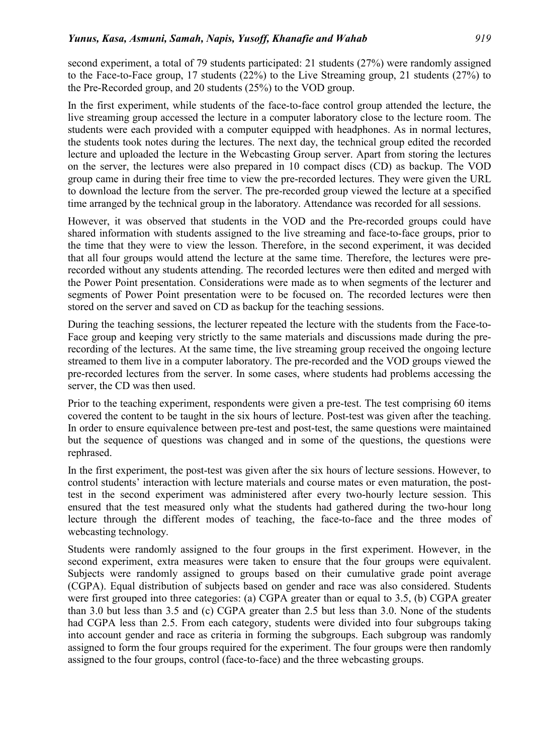second experiment, a total of 79 students participated: 21 students (27%) were randomly assigned to the Face-to-Face group, 17 students (22%) to the Live Streaming group, 21 students (27%) to the Pre-Recorded group, and 20 students (25%) to the VOD group.

In the first experiment, while students of the face-to-face control group attended the lecture, the live streaming group accessed the lecture in a computer laboratory close to the lecture room. The students were each provided with a computer equipped with headphones. As in normal lectures, the students took notes during the lectures. The next day, the technical group edited the recorded lecture and uploaded the lecture in the Webcasting Group server. Apart from storing the lectures on the server, the lectures were also prepared in 10 compact discs (CD) as backup. The VOD group came in during their free time to view the pre-recorded lectures. They were given the URL to download the lecture from the server. The pre-recorded group viewed the lecture at a specified time arranged by the technical group in the laboratory. Attendance was recorded for all sessions.

However, it was observed that students in the VOD and the Pre-recorded groups could have shared information with students assigned to the live streaming and face-to-face groups, prior to the time that they were to view the lesson. Therefore, in the second experiment, it was decided that all four groups would attend the lecture at the same time. Therefore, the lectures were pre-recorded without any students attending. The recorded lectures were then edited and merged with the Power Point presentation. Considerations were made as to when segments of the lecturer and segments of Power Point presentation were to be focused on. The recorded lectures were then stored on the server and saved on CD as backup for the teaching sessions.

During the teaching sessions, the lecturer repeated the lecture with the students from the Face-to-Face group and keeping very strictly to the same materials and discussions made during the pre-recording of the lectures. At the same time, the live streaming group received the ongoing lecture streamed to them live in a computer laboratory. The pre-recorded and the VOD groups viewed the pre-recorded lectures from the server. In some cases, where students had problems accessing the server, the CD was then used.

Prior to the teaching experiment, respondents were given a pre-test. The test comprising 60 items covered the content to be taught in the six hours of lecture. Post-test was given after the teaching. In order to ensure equivalence between pre-test and post-test, the same questions were maintained but the sequence of questions was changed and in some of the questions, the questions were rephrased.

In the first experiment, the post-test was given after the six hours of lecture sessions. However, to control students' interaction with lecture materials and course mates or even maturation, the post-test in the second experiment was administered after every two-hourly lecture session. This ensured that the test measured only what the students had gathered during the two-hour long lecture through the different modes of teaching, the face-to-face and the three modes of webcasting technology.

Students were randomly assigned to the four groups in the first experiment. However, in the second experiment, extra measures were taken to ensure that the four groups were equivalent. Subjects were randomly assigned to groups based on their cumulative grade point average (CGPA). Equal distribution of subjects based on gender and race was also considered. Students were first grouped into three categories: (a) CGPA greater than or equal to 3.5, (b) CGPA greater than 3.0 but less than 3.5 and (c) CGPA greater than 2.5 but less than 3.0. None of the students had CGPA less than 2.5. From each category, students were divided into four subgroups taking into account gender and race as criteria in forming the subgroups. Each subgroup was randomly assigned to form the four groups required for the experiment. The four groups were then randomly assigned to the four groups, control (face-to-face) and the three webcasting groups.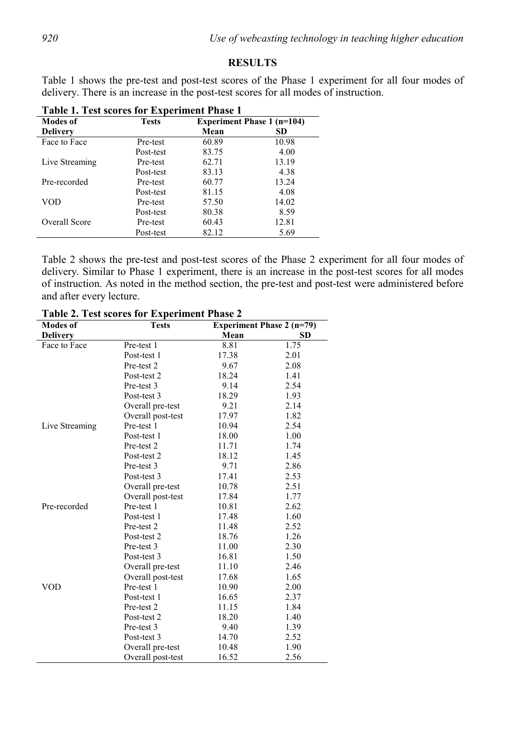## RESULTS

Table 1 shows the pre-test and post-test scores of the Phase 1 experiment for all four modes of delivery. There is an increase in the post-test scores for all modes of instruction.

**Table 1. Test scores for Experiment Phase 1**

| Modes of Delivery | Tests | Experiment Phase 1 (n=104) | |
|---|---|---|---|
| | | Mean | SD |
| Face to Face | Pre-test | 60.89 | 10.98 |
| | Post-test | 83.75 | 4.00 |
| Live Streaming | Pre-test | 62.71 | 13.19 |
| | Post-test | 83.13 | 4.38 |
| Pre-recorded | Pre-test | 60.77 | 13.24 |
| | Post-test | 81.15 | 4.08 |
| VOD | Pre-test | 57.50 | 14.02 |
| | Post-test | 80.38 | 8.59 |
| Overall Score | Pre-test | 60.43 | 12.81 |
| | Post-test | 82.12 | 5.69 |

Table 2 shows the pre-test and post-test scores of the Phase 2 experiment for all four modes of delivery. Similar to Phase 1 experiment, there is an increase in the post-test scores for all modes of instruction. As noted in the method section, the pre-test and post-test were administered before and after every lecture.

**Table 2. Test scores for Experiment Phase 2**

| Modes of Delivery | Tests | Experiment Phase 2 (n=79) | |
|---|---|---|---|
| | | Mean | SD |
| Face to Face | Pre-test 1 | 8.81 | 1.75 |
| | Post-test 1 | 17.38 | 2.01 |
| | Pre-test 2 | 9.67 | 2.08 |
| | Post-test 2 | 18.24 | 1.41 |
| | Pre-test 3 | 9.14 | 2.54 |
| | Post-test 3 | 18.29 | 1.93 |
| | Overall pre-test | 9.21 | 2.14 |
| | Overall post-test | 17.97 | 1.82 |
| Live Streaming | Pre-test 1 | 10.94 | 2.54 |
| | Post-test 1 | 18.00 | 1.00 |
| | Pre-test 2 | 11.71 | 1.74 |
| | Post-test 2 | 18.12 | 1.45 |
| | Pre-test 3 | 9.71 | 2.86 |
| | Post-test 3 | 17.41 | 2.53 |
| | Overall pre-test | 10.78 | 2.51 |
| | Overall post-test | 17.84 | 1.77 |
| Pre-recorded | Pre-test 1 | 10.81 | 2.62 |
| | Post-test 1 | 17.48 | 1.60 |
| | Pre-test 2 | 11.48 | 2.52 |
| | Post-test 2 | 18.76 | 1.26 |
| | Pre-test 3 | 11.00 | 2.30 |
| | Post-test 3 | 16.81 | 1.50 |
| | Overall pre-test | 11.10 | 2.46 |
| | Overall post-test | 17.68 | 1.65 |
| VOD | Pre-test 1 | 10.90 | 2.00 |
| | Post-test 1 | 16.65 | 2.37 |
| | Pre-test 2 | 11.15 | 1.84 |
| | Post-test 2 | 18.20 | 1.40 |
| | Pre-test 3 | 9.40 | 1.39 |
| | Post-test 3 | 14.70 | 2.52 |
| | Overall pre-test | 10.48 | 1.90 |
| | Overall post-test | 16.52 | 2.56 |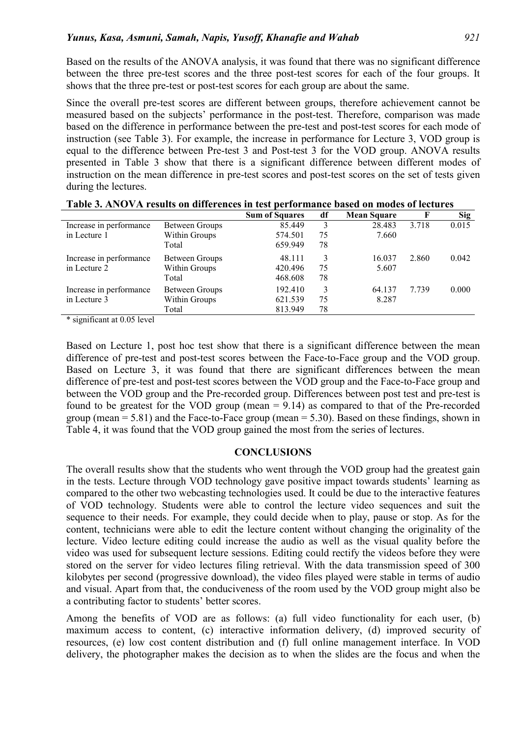Based on the results of the ANOVA analysis, it was found that there was no significant difference between the three pre-test scores and the three post-test scores for each of the four groups. It shows that the three pre-test or post-test scores for each group are about the same.

Since the overall pre-test scores are different between groups, therefore achievement cannot be measured based on the subjects' performance in the post-test. Therefore, comparison was made based on the difference in performance between the pre-test and post-test scores for each mode of instruction (see Table 3). For example, the increase in performance for Lecture 3, VOD group is equal to the difference between Pre-test 3 and Post-test 3 for the VOD group. ANOVA results presented in Table 3 show that there is a significant difference between different modes of instruction on the mean difference in pre-test scores and post-test scores on the set of tests given during the lectures.

**Table 3. ANOVA results on differences in test performance based on modes of lectures**

| | | Sum of Squares | df | Mean Square | F | Sig |
|---|---|---|---|---|---|---|
| Increase in performance in Lecture 1 | Between Groups | 85.449 | 3 | 28.483 | 3.718 | 0.015 |
| | Within Groups | 574.501 | 75 | 7.660 | | |
| | Total | 659.949 | 78 | | | |
| Increase in performance in Lecture 2 | Between Groups | 48.111 | 3 | 16.037 | 2.860 | 0.042 |
| | Within Groups | 420.496 | 75 | 5.607 | | |
| | Total | 468.608 | 78 | | | |
| Increase in performance in Lecture 3 | Between Groups | 192.410 | 3 | 64.137 | 7.739 | 0.000 |
| | Within Groups | 621.539 | 75 | 8.287 | | |
| | Total | 813.949 | 78 | | | |

\* significant at 0.05 level

Based on Lecture 1, post hoc test show that there is a significant difference between the mean difference of pre-test and post-test scores between the Face-to-Face group and the VOD group. Based on Lecture 3, it was found that there are significant differences between the mean difference of pre-test and post-test scores between the VOD group and the Face-to-Face group and between the VOD group and the Pre-recorded group. Differences between post test and pre-test is found to be greatest for the VOD group (mean = 9.14) as compared to that of the Pre-recorded group (mean = 5.81) and the Face-to-Face group (mean = 5.30). Based on these findings, shown in Table 4, it was found that the VOD group gained the most from the series of lectures.

## CONCLUSIONS

The overall results show that the students who went through the VOD group had the greatest gain in the tests. Lecture through VOD technology gave positive impact towards students' learning as compared to the other two webcasting technologies used. It could be due to the interactive features of VOD technology. Students were able to control the lecture video sequences and suit the sequence to their needs. For example, they could decide when to play, pause or stop. As for the content, technicians were able to edit the lecture content without changing the originality of the lecture. Video lecture editing could increase the audio as well as the visual quality before the video was used for subsequent lecture sessions. Editing could rectify the videos before they were stored on the server for video lectures filing retrieval. With the data transmission speed of 300 kilobytes per second (progressive download), the video files played were stable in terms of audio and visual. Apart from that, the conduciveness of the room used by the VOD group might also be a contributing factor to students' better scores.

Among the benefits of VOD are as follows: (a) full video functionality for each user, (b) maximum access to content, (c) interactive information delivery, (d) improved security of resources, (e) low cost content distribution and (f) full online management interface. In VOD delivery, the photographer makes the decision as to when the slides are the focus and when the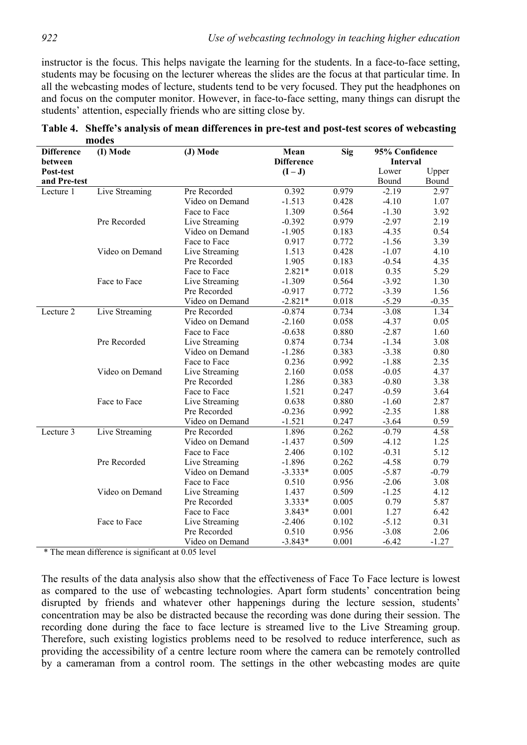instructor is the focus. This helps navigate the learning for the students. In a face-to-face setting, students may be focusing on the lecturer whereas the slides are the focus at that particular time. In all the webcasting modes of lecture, students tend to be very focused. They put the headphones on and focus on the computer monitor. However, in face-to-face setting, many things can disrupt the students' attention, especially friends who are sitting close by.

**Table 4. Sheffe's analysis of mean differences in pre-test and post-test scores of webcasting modes**

| Difference between Post-test and Pre-test | (I) Mode | (J) Mode | Mean Difference (I – J) | Sig | 95% Confidence Interval | |
|---|---|---|---|---|---|---|
| | | | | | Lower Bound | Upper Bound |
| Lecture 1 | Live Streaming | Pre Recorded | 0.392 | 0.979 | -2.19 | 2.97 |
| | | Video on Demand | -1.513 | 0.428 | -4.10 | 1.07 |
| | | Face to Face | 1.309 | 0.564 | -1.30 | 3.92 |
| | Pre Recorded | Live Streaming | -0.392 | 0.979 | -2.97 | 2.19 |
| | | Video on Demand | -1.905 | 0.183 | -4.35 | 0.54 |
| | | Face to Face | 0.917 | 0.772 | -1.56 | 3.39 |
| | Video on Demand | Live Streaming | 1.513 | 0.428 | -1.07 | 4.10 |
| | | Pre Recorded | 1.905 | 0.183 | -0.54 | 4.35 |
| | | Face to Face | 2.821* | 0.018 | 0.35 | 5.29 |
| | Face to Face | Live Streaming | -1.309 | 0.564 | -3.92 | 1.30 |
| | | Pre Recorded | -0.917 | 0.772 | -3.39 | 1.56 |
| | | Video on Demand | -2.821* | 0.018 | -5.29 | -0.35 |
| Lecture 2 | Live Streaming | Pre Recorded | -0.874 | 0.734 | -3.08 | 1.34 |
| | | Video on Demand | -2.160 | 0.058 | -4.37 | 0.05 |
| | | Face to Face | -0.638 | 0.880 | -2.87 | 1.60 |
| | Pre Recorded | Live Streaming | 0.874 | 0.734 | -1.34 | 3.08 |
| | | Video on Demand | -1.286 | 0.383 | -3.38 | 0.80 |
| | | Face to Face | 0.236 | 0.992 | -1.88 | 2.35 |
| | Video on Demand | Live Streaming | 2.160 | 0.058 | -0.05 | 4.37 |
| | | Pre Recorded | 1.286 | 0.383 | -0.80 | 3.38 |
| | | Face to Face | 1.521 | 0.247 | -0.59 | 3.64 |
| | Face to Face | Live Streaming | 0.638 | 0.880 | -1.60 | 2.87 |
| | | Pre Recorded | -0.236 | 0.992 | -2.35 | 1.88 |
| | | Video on Demand | -1.521 | 0.247 | -3.64 | 0.59 |
| Lecture 3 | Live Streaming | Pre Recorded | 1.896 | 0.262 | -0.79 | 4.58 |
| | | Video on Demand | -1.437 | 0.509 | -4.12 | 1.25 |
| | | Face to Face | 2.406 | 0.102 | -0.31 | 5.12 |
| | Pre Recorded | Live Streaming | -1.896 | 0.262 | -4.58 | 0.79 |
| | | Video on Demand | -3.333* | 0.005 | -5.87 | -0.79 |
| | | Face to Face | 0.510 | 0.956 | -2.06 | 3.08 |
| | Video on Demand | Live Streaming | 1.437 | 0.509 | -1.25 | 4.12 |
| | | Pre Recorded | 3.333* | 0.005 | 0.79 | 5.87 |
| | | Face to Face | 3.843* | 0.001 | 1.27 | 6.42 |
| | Face to Face | Live Streaming | -2.406 | 0.102 | -5.12 | 0.31 |
| | | Pre Recorded | 0.510 | 0.956 | -3.08 | 2.06 |
| | | Video on Demand | -3.843* | 0.001 | -6.42 | -1.27 |

\* The mean difference is significant at 0.05 level

The results of the data analysis also show that the effectiveness of Face To Face lecture is lowest as compared to the use of webcasting technologies. Apart form students' concentration being disrupted by friends and whatever other happenings during the lecture session, students' concentration may be also be distracted because the recording was done during their session. The recording done during the face to face lecture is streamed live to the Live Streaming group. Therefore, such existing logistics problems need to be resolved to reduce interference, such as providing the accessibility of a centre lecture room where the camera can be remotely controlled by a cameraman from a control room. The settings in the other webcasting modes are quite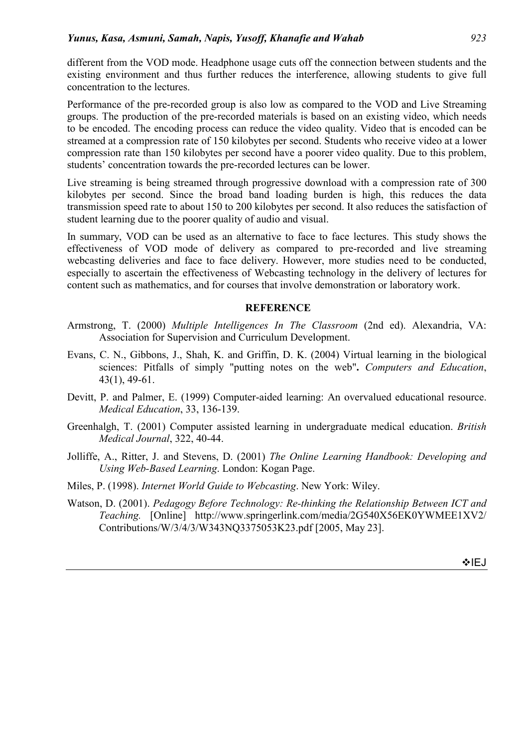different from the VOD mode. Headphone usage cuts off the connection between students and the existing environment and thus further reduces the interference, allowing students to give full concentration to the lectures.

Performance of the pre-recorded group is also low as compared to the VOD and Live Streaming groups. The production of the pre-recorded materials is based on an existing video, which needs to be encoded. The encoding process can reduce the video quality. Video that is encoded can be streamed at a compression rate of 150 kilobytes per second. Students who receive video at a lower compression rate than 150 kilobytes per second have a poorer video quality. Due to this problem, students' concentration towards the pre-recorded lectures can be lower.

Live streaming is being streamed through progressive download with a compression rate of 300 kilobytes per second. Since the broad band loading burden is high, this reduces the data transmission speed rate to about 150 to 200 kilobytes per second. It also reduces the satisfaction of student learning due to the poorer quality of audio and visual.

In summary, VOD can be used as an alternative to face to face lectures. This study shows the effectiveness of VOD mode of delivery as compared to pre-recorded and live streaming webcasting deliveries and face to face delivery. However, more studies need to be conducted, especially to ascertain the effectiveness of Webcasting technology in the delivery of lectures for content such as mathematics, and for courses that involve demonstration or laboratory work.

## REFERENCE

Armstrong, T. (2000) *Multiple Intelligences In The Classroom* (2nd ed). Alexandria, VA: Association for Supervision and Curriculum Development.

Evans, C. N., Gibbons, J., Shah, K. and Griffin, D. K. (2004) Virtual learning in the biological sciences: Pitfalls of simply "putting notes on the web"**.** *Computers and Education*, 43(1), 49-61.

Devitt, P. and Palmer, E. (1999) Computer-aided learning: An overvalued educational resource. *Medical Education*, 33, 136-139.

Greenhalgh, T. (2001) Computer assisted learning in undergraduate medical education. *British Medical Journal*, 322, 40-44.

Jolliffe, A., Ritter, J. and Stevens, D. (2001) *The Online Learning Handbook: Developing and Using Web-Based Learning*. London: Kogan Page.

Miles, P. (1998). *Internet World Guide to Webcasting*. New York: Wiley.

Watson, D. (2001). *Pedagogy Before Technology: Re-thinking the Relationship Between ICT and Teaching.* [Online] http://www.springerlink.com/media/2G540X56EK0YWMEE1XV2/Contributions/W/3/4/3/W343NQ3375053K23.pdf [2005, May 23].

❖IEJ